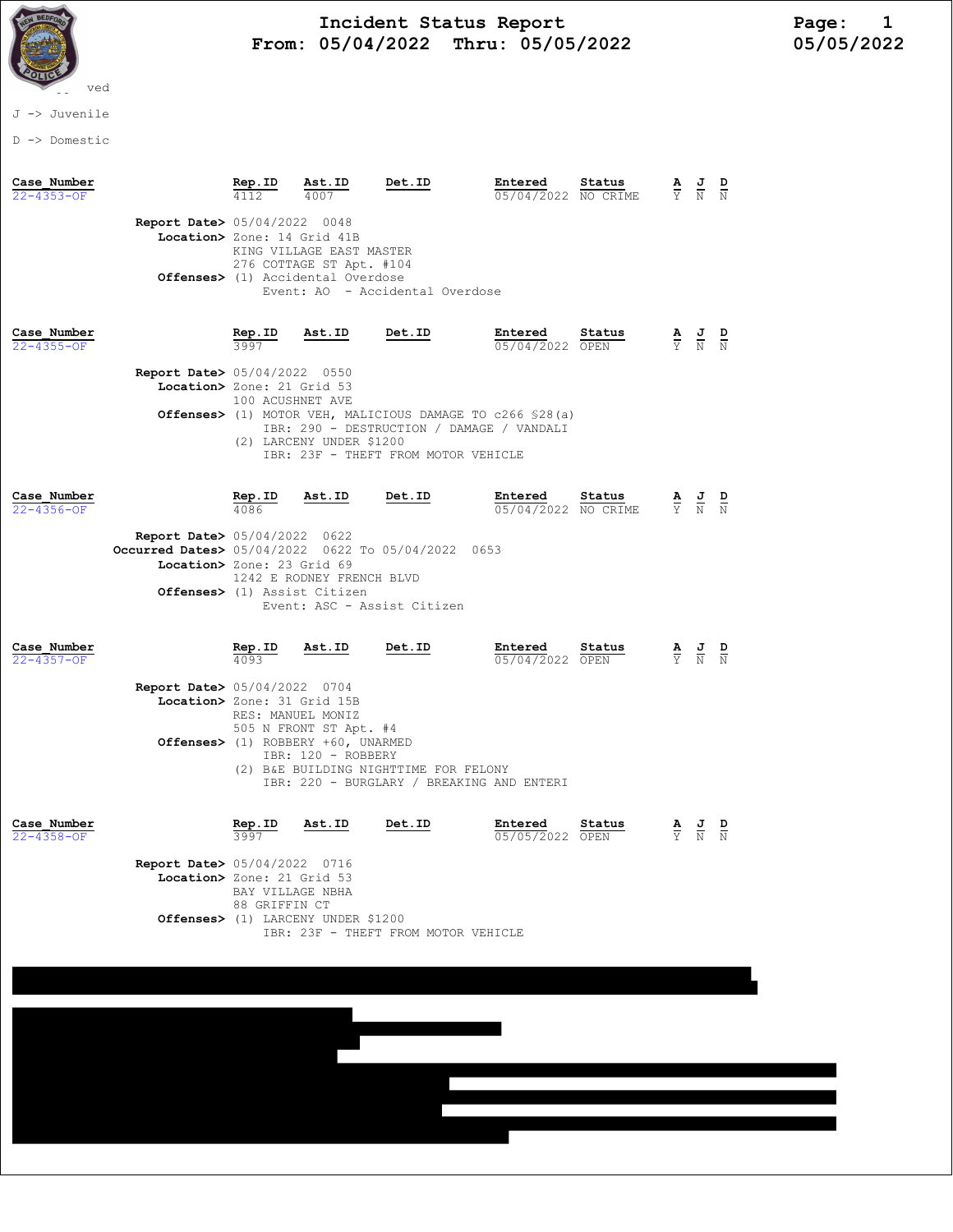# Incident Status Report

**From: 05/04/2022 Thru: 05/05/2022**

05/05/2022

-- ved

J -> Juvenile

D -> Domestic

| Case_Number | Rep.ID | Ast.ID | Det.ID | Entered | Status | A | J | D |
|---|---|---|---|---|---|---|---|---|
| 22-4353-OF | 4112 | 4007 | | 05/04/2022 | NO CRIME | Y | N | N |

**Report Date>** 05/04/2022 0048
**Location>** Zone: 14 Grid 41B
KING VILLAGE EAST MASTER
276 COTTAGE ST Apt. #104
**Offenses>** (1) Accidental Overdose
Event: AO - Accidental Overdose

| Case_Number | Rep.ID | Ast.ID | Det.ID | Entered | Status | A | J | D |
|---|---|---|---|---|---|---|---|---|
| 22-4355-OF | 3997 | | | 05/04/2022 | OPEN | Y | N | N |

**Report Date>** 05/04/2022 0550
**Location>** Zone: 21 Grid 53
100 ACUSHNET AVE
**Offenses>** (1) MOTOR VEH, MALICIOUS DAMAGE TO c266 §28(a)
IBR: 290 - DESTRUCTION / DAMAGE / VANDALI
(2) LARCENY UNDER $1200
IBR: 23F - THEFT FROM MOTOR VEHICLE

| Case_Number | Rep.ID | Ast.ID | Det.ID | Entered | Status | A | J | D |
|---|---|---|---|---|---|---|---|---|
| 22-4356-OF | 4086 | | | 05/04/2022 | NO CRIME | Y | N | N |

**Report Date>** 05/04/2022 0622
**Occurred Dates>** 05/04/2022 0622 To 05/04/2022 0653
**Location>** Zone: 23 Grid 69
1242 E RODNEY FRENCH BLVD
**Offenses>** (1) Assist Citizen
Event: ASC - Assist Citizen

| Case_Number | Rep.ID | Ast.ID | Det.ID | Entered | Status | A | J | D |
|---|---|---|---|---|---|---|---|---|
| 22-4357-OF | 4093 | | | 05/04/2022 | OPEN | Y | N | N |

**Report Date>** 05/04/2022 0704
**Location>** Zone: 31 Grid 15B
RES: MANUEL MONIZ
505 N FRONT ST Apt. #4
**Offenses>** (1) ROBBERY +60, UNARMED
IBR: 120 - ROBBERY
(2) B&E BUILDING NIGHTTIME FOR FELONY
IBR: 220 - BURGLARY / BREAKING AND ENTERI

| Case_Number | Rep.ID | Ast.ID | Det.ID | Entered | Status | A | J | D |
|---|---|---|---|---|---|---|---|---|
| 22-4358-OF | 3997 | | | 05/05/2022 | OPEN | Y | N | N |

**Report Date>** 05/04/2022 0716
**Location>** Zone: 21 Grid 53
BAY VILLAGE NBHA
88 GRIFFIN CT
**Offenses>** (1) LARCENY UNDER $1200
IBR: 23F - THEFT FROM MOTOR VEHICLE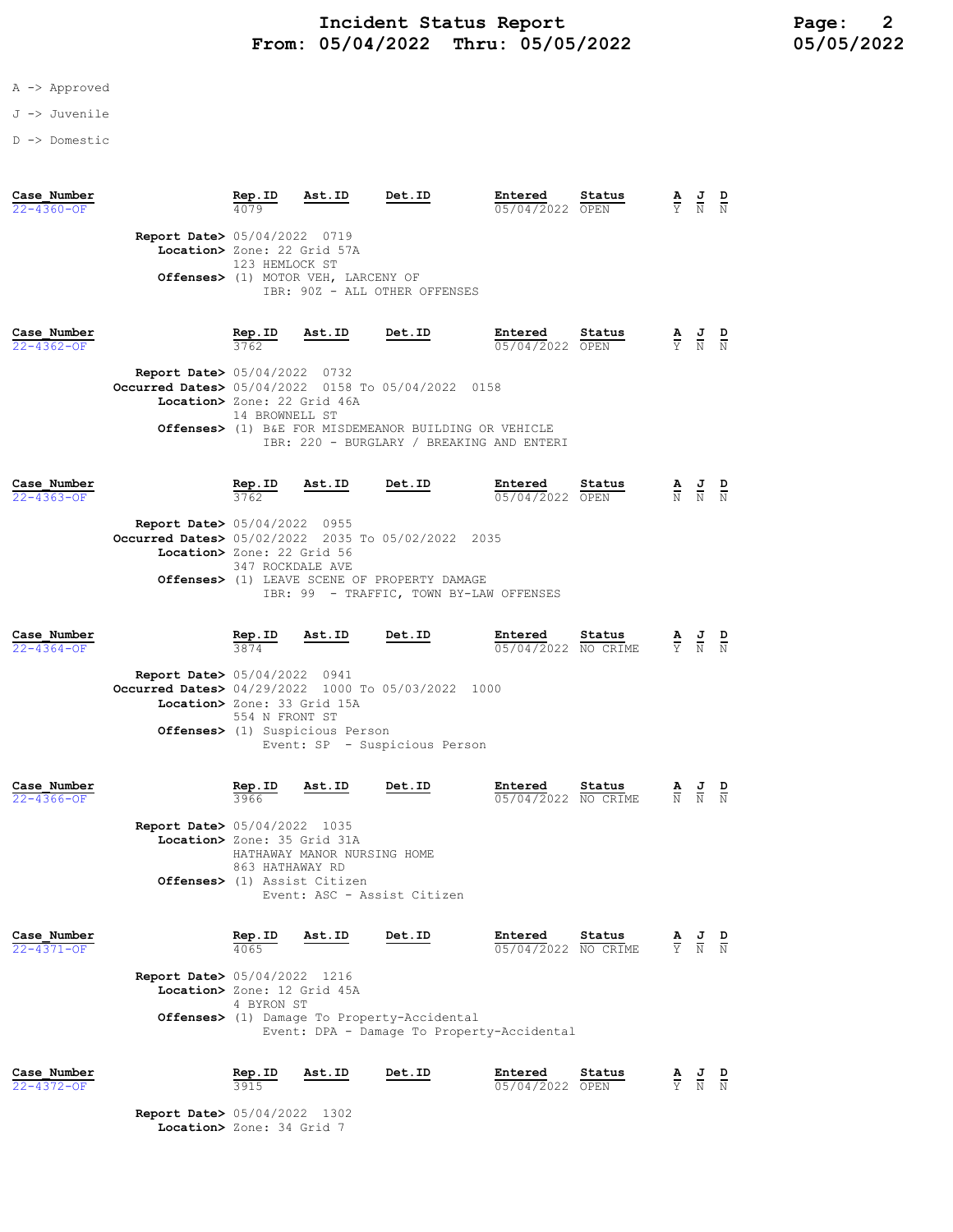# Incident Status Report
## From: 05/04/2022 Thru: 05/05/2022

A -> Approved

J -> Juvenile

D -> Domestic

| Case_Number | Rep.ID | Ast.ID | Det.ID | Entered | Status | A | J | D |
|---|---|---|---|---|---|---|---|---|
| 22-4360-OF | 4079 | | | 05/04/2022 | OPEN | Y | N | N |

**Report Date>** 05/04/2022 0719
**Location>** Zone: 22 Grid 57A
123 HEMLOCK ST
**Offenses>** (1) MOTOR VEH, LARCENY OF
IBR: 90Z - ALL OTHER OFFENSES

| Case_Number | Rep.ID | Ast.ID | Det.ID | Entered | Status | A | J | D |
|---|---|---|---|---|---|---|---|---|
| 22-4362-OF | 3762 | | | 05/04/2022 | OPEN | Y | N | N |

**Report Date>** 05/04/2022 0732
**Occurred Dates>** 05/04/2022 0158 To 05/04/2022 0158
**Location>** Zone: 22 Grid 46A
14 BROWNELL ST
**Offenses>** (1) B&E FOR MISDEMEANOR BUILDING OR VEHICLE
IBR: 220 - BURGLARY / BREAKING AND ENTERI

| Case_Number | Rep.ID | Ast.ID | Det.ID | Entered | Status | A | J | D |
|---|---|---|---|---|---|---|---|---|
| 22-4363-OF | 3762 | | | 05/04/2022 | OPEN | N | N | N |

**Report Date>** 05/04/2022 0955
**Occurred Dates>** 05/02/2022 2035 To 05/02/2022 2035
**Location>** Zone: 22 Grid 56
347 ROCKDALE AVE
**Offenses>** (1) LEAVE SCENE OF PROPERTY DAMAGE
IBR: 99 - TRAFFIC, TOWN BY-LAW OFFENSES

| Case_Number | Rep.ID | Ast.ID | Det.ID | Entered | Status | A | J | D |
|---|---|---|---|---|---|---|---|---|
| 22-4364-OF | 3874 | | | 05/04/2022 | NO CRIME | Y | N | N |

**Report Date>** 05/04/2022 0941
**Occurred Dates>** 04/29/2022 1000 To 05/03/2022 1000
**Location>** Zone: 33 Grid 15A
554 N FRONT ST
**Offenses>** (1) Suspicious Person
Event: SP - Suspicious Person

| Case_Number | Rep.ID | Ast.ID | Det.ID | Entered | Status | A | J | D |
|---|---|---|---|---|---|---|---|---|
| 22-4366-OF | 3966 | | | 05/04/2022 | NO CRIME | N | N | N |

**Report Date>** 05/04/2022 1035
**Location>** Zone: 35 Grid 31A
HATHAWAY MANOR NURSING HOME
863 HATHAWAY RD
**Offenses>** (1) Assist Citizen
Event: ASC - Assist Citizen

| Case_Number | Rep.ID | Ast.ID | Det.ID | Entered | Status | A | J | D |
|---|---|---|---|---|---|---|---|---|
| 22-4371-OF | 4065 | | | 05/04/2022 | NO CRIME | Y | N | N |

**Report Date>** 05/04/2022 1216
**Location>** Zone: 12 Grid 45A
4 BYRON ST
**Offenses>** (1) Damage To Property-Accidental
Event: DPA - Damage To Property-Accidental

| Case_Number | Rep.ID | Ast.ID | Det.ID | Entered | Status | A | J | D |
|---|---|---|---|---|---|---|---|---|
| 22-4372-OF | 3915 | | | 05/04/2022 | OPEN | Y | N | N |

**Report Date>** 05/04/2022 1302
**Location>** Zone: 34 Grid 7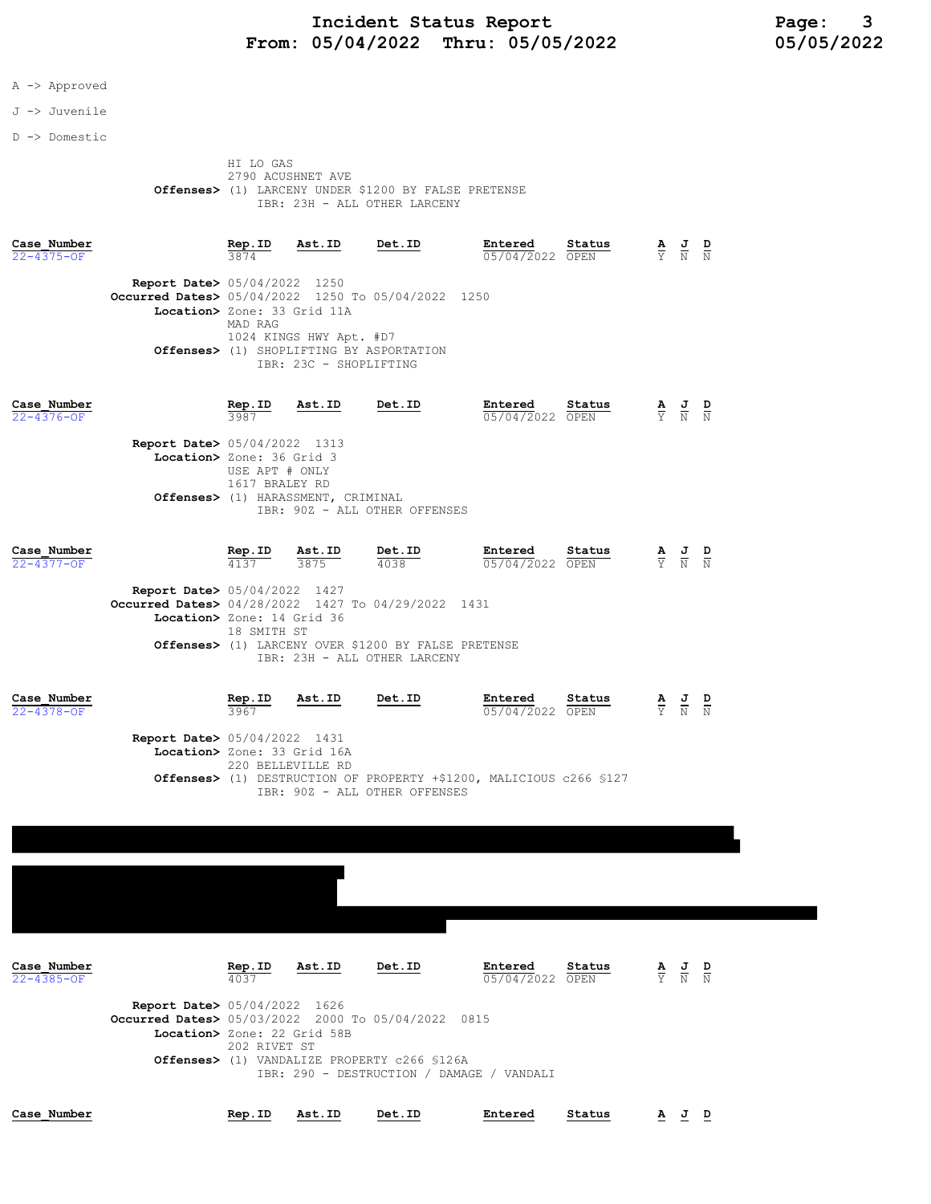A -> Approved

J -> Juvenile

D -> Domestic

HI LO GAS
2790 ACUSHNET AVE
**Offenses>** (1) LARCENY UNDER $1200 BY FALSE PRETENSE
IBR: 23H - ALL OTHER LARCENY

| Case_Number | Rep.ID | Ast.ID | Det.ID | Entered | Status | A | J | D |
|---|---|---|---|---|---|---|---|---|
| 22-4375-OF | 3874 | | | 05/04/2022 | OPEN | Y | N | N |

**Report Date>** 05/04/2022 1250
**Occurred Dates>** 05/04/2022 1250 To 05/04/2022 1250
**Location>** Zone: 33 Grid 11A
MAD RAG
1024 KINGS HWY Apt. #D7
**Offenses>** (1) SHOPLIFTING BY ASPORTATION
IBR: 23C - SHOPLIFTING

| Case_Number | Rep.ID | Ast.ID | Det.ID | Entered | Status | A | J | D |
|---|---|---|---|---|---|---|---|---|
| 22-4376-OF | 3987 | | | 05/04/2022 | OPEN | Y | N | N |

**Report Date>** 05/04/2022 1313
**Location>** Zone: 36 Grid 3
USE APT # ONLY
1617 BRALEY RD
**Offenses>** (1) HARASSMENT, CRIMINAL
IBR: 90Z - ALL OTHER OFFENSES

| Case_Number | Rep.ID | Ast.ID | Det.ID | Entered | Status | A | J | D |
|---|---|---|---|---|---|---|---|---|
| 22-4377-OF | 4137 | 3875 | 4038 | 05/04/2022 | OPEN | Y | N | N |

**Report Date>** 05/04/2022 1427
**Occurred Dates>** 04/28/2022 1427 To 04/29/2022 1431
**Location>** Zone: 14 Grid 36
18 SMITH ST
**Offenses>** (1) LARCENY OVER $1200 BY FALSE PRETENSE
IBR: 23H - ALL OTHER LARCENY

| Case_Number | Rep.ID | Ast.ID | Det.ID | Entered | Status | A | J | D |
|---|---|---|---|---|---|---|---|---|
| 22-4378-OF | 3967 | | | 05/04/2022 | OPEN | Y | N | N |

**Report Date>** 05/04/2022 1431
**Location>** Zone: 33 Grid 16A
220 BELLEVILLE RD
**Offenses>** (1) DESTRUCTION OF PROPERTY +$1200, MALICIOUS c266 §127
IBR: 90Z - ALL OTHER OFFENSES

| Case_Number | Rep.ID | Ast.ID | Det.ID | Entered | Status | A | J | D |
|---|---|---|---|---|---|---|---|---|
| 22-4385-OF | 4037 | | | 05/04/2022 | OPEN | Y | N | N |

**Report Date>** 05/04/2022 1626
**Occurred Dates>** 05/03/2022 2000 To 05/04/2022 0815
**Location>** Zone: 22 Grid 58B
202 RIVET ST
**Offenses>** (1) VANDALIZE PROPERTY c266 §126A
IBR: 290 - DESTRUCTION / DAMAGE / VANDALI

| Case_Number | Rep.ID | Ast.ID | Det.ID | Entered | Status | A | J | D |
|---|---|---|---|---|---|---|---|---|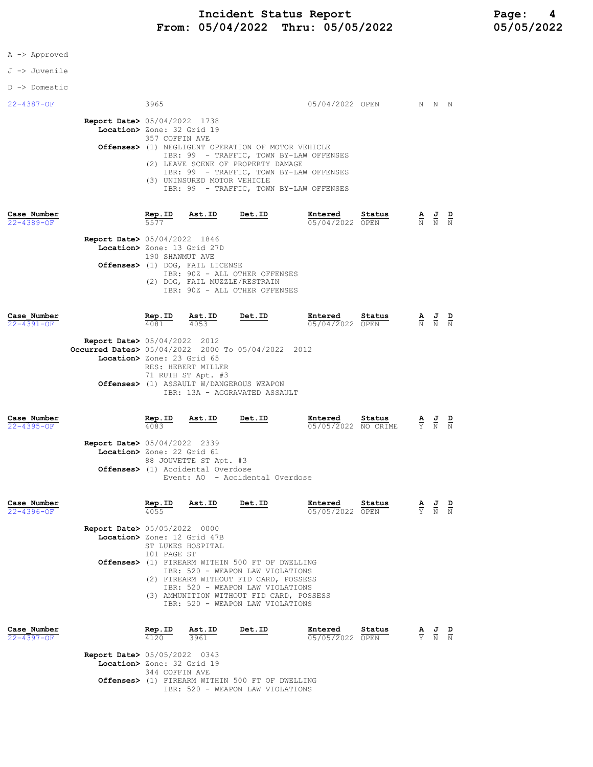A -> Approved

J -> Juvenile

D -> Domestic

| Case_Number | Rep.ID | Ast.ID | Det.ID | Entered | Status | A | J | D |
|---|---|---|---|---|---|---|---|---|
| 22-4387-OF | 3965 | | | 05/04/2022 | OPEN | N | N | N |

**Report Date>** 05/04/2022 1738
**Location>** Zone: 32 Grid 19
357 COFFIN AVE
**Offenses>** (1) NEGLIGENT OPERATION OF MOTOR VEHICLE
IBR: 99 - TRAFFIC, TOWN BY-LAW OFFENSES
(2) LEAVE SCENE OF PROPERTY DAMAGE
IBR: 99 - TRAFFIC, TOWN BY-LAW OFFENSES
(3) UNINSURED MOTOR VEHICLE
IBR: 99 - TRAFFIC, TOWN BY-LAW OFFENSES

| Case_Number | Rep.ID | Ast.ID | Det.ID | Entered | Status | A | J | D |
|---|---|---|---|---|---|---|---|---|
| 22-4389-OF | 5577 | | | 05/04/2022 | OPEN | N | N | N |

**Report Date>** 05/04/2022 1846
**Location>** Zone: 13 Grid 27D
190 SHAWMUT AVE
**Offenses>** (1) DOG, FAIL LICENSE
IBR: 90Z - ALL OTHER OFFENSES
(2) DOG, FAIL MUZZLE/RESTRAIN
IBR: 90Z - ALL OTHER OFFENSES

| Case_Number | Rep.ID | Ast.ID | Det.ID | Entered | Status | A | J | D |
|---|---|---|---|---|---|---|---|---|
| 22-4391-OF | 4081 | 4053 | | 05/04/2022 | OPEN | N | N | N |

**Report Date>** 05/04/2022 2012
**Occurred Dates>** 05/04/2022 2000 To 05/04/2022 2012
**Location>** Zone: 23 Grid 65
RES: HEBERT MILLER
71 RUTH ST Apt. #3
**Offenses>** (1) ASSAULT W/DANGEROUS WEAPON
IBR: 13A - AGGRAVATED ASSAULT

| Case_Number | Rep.ID | Ast.ID | Det.ID | Entered | Status | A | J | D |
|---|---|---|---|---|---|---|---|---|
| 22-4395-OF | 4083 | | | 05/05/2022 | NO CRIME | Y | N | N |

**Report Date>** 05/04/2022 2339
**Location>** Zone: 22 Grid 61
88 JOUVETTE ST Apt. #3
**Offenses>** (1) Accidental Overdose
Event: AO - Accidental Overdose

| Case_Number | Rep.ID | Ast.ID | Det.ID | Entered | Status | A | J | D |
|---|---|---|---|---|---|---|---|---|
| 22-4396-OF | 4055 | | | 05/05/2022 | OPEN | Y | N | N |

**Report Date>** 05/05/2022 0000
**Location>** Zone: 12 Grid 47B
ST LUKES HOSPITAL
101 PAGE ST
**Offenses>** (1) FIREARM WITHIN 500 FT OF DWELLING
IBR: 520 - WEAPON LAW VIOLATIONS
(2) FIREARM WITHOUT FID CARD, POSSESS
IBR: 520 - WEAPON LAW VIOLATIONS
(3) AMMUNITION WITHOUT FID CARD, POSSESS
IBR: 520 - WEAPON LAW VIOLATIONS

| Case_Number | Rep.ID | Ast.ID | Det.ID | Entered | Status | A | J | D |
|---|---|---|---|---|---|---|---|---|
| 22-4397-OF | 4120 | 3961 | | 05/05/2022 | OPEN | Y | N | N |

**Report Date>** 05/05/2022 0343
**Location>** Zone: 32 Grid 19
344 COFFIN AVE
**Offenses>** (1) FIREARM WITHIN 500 FT OF DWELLING
IBR: 520 - WEAPON LAW VIOLATIONS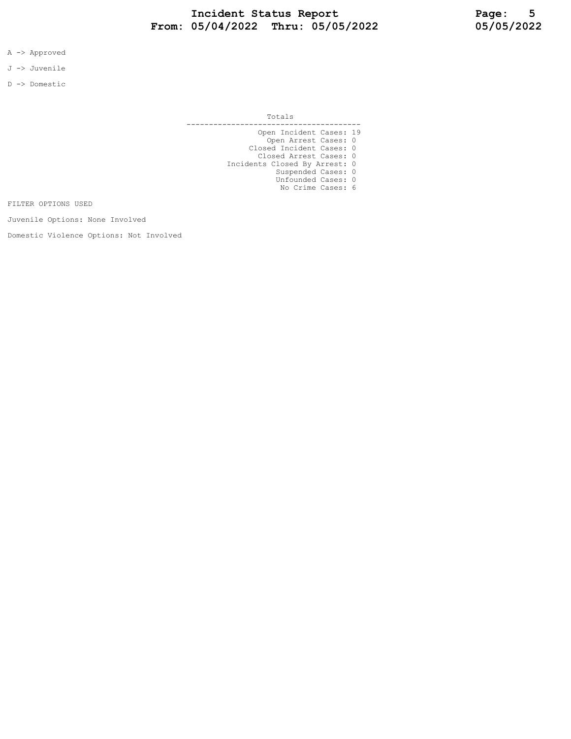A -> Approved

J -> Juvenile

D -> Domestic

## Totals

| | |
|---|---|
| Open Incident Cases: | 19 |
| Open Arrest Cases: | 0 |
| Closed Incident Cases: | 0 |
| Closed Arrest Cases: | 0 |
| Incidents Closed By Arrest: | 0 |
| Suspended Cases: | 0 |
| Unfounded Cases: | 0 |
| No Crime Cases: | 6 |

FILTER OPTIONS USED

Juvenile Options: None Involved

Domestic Violence Options: Not Involved